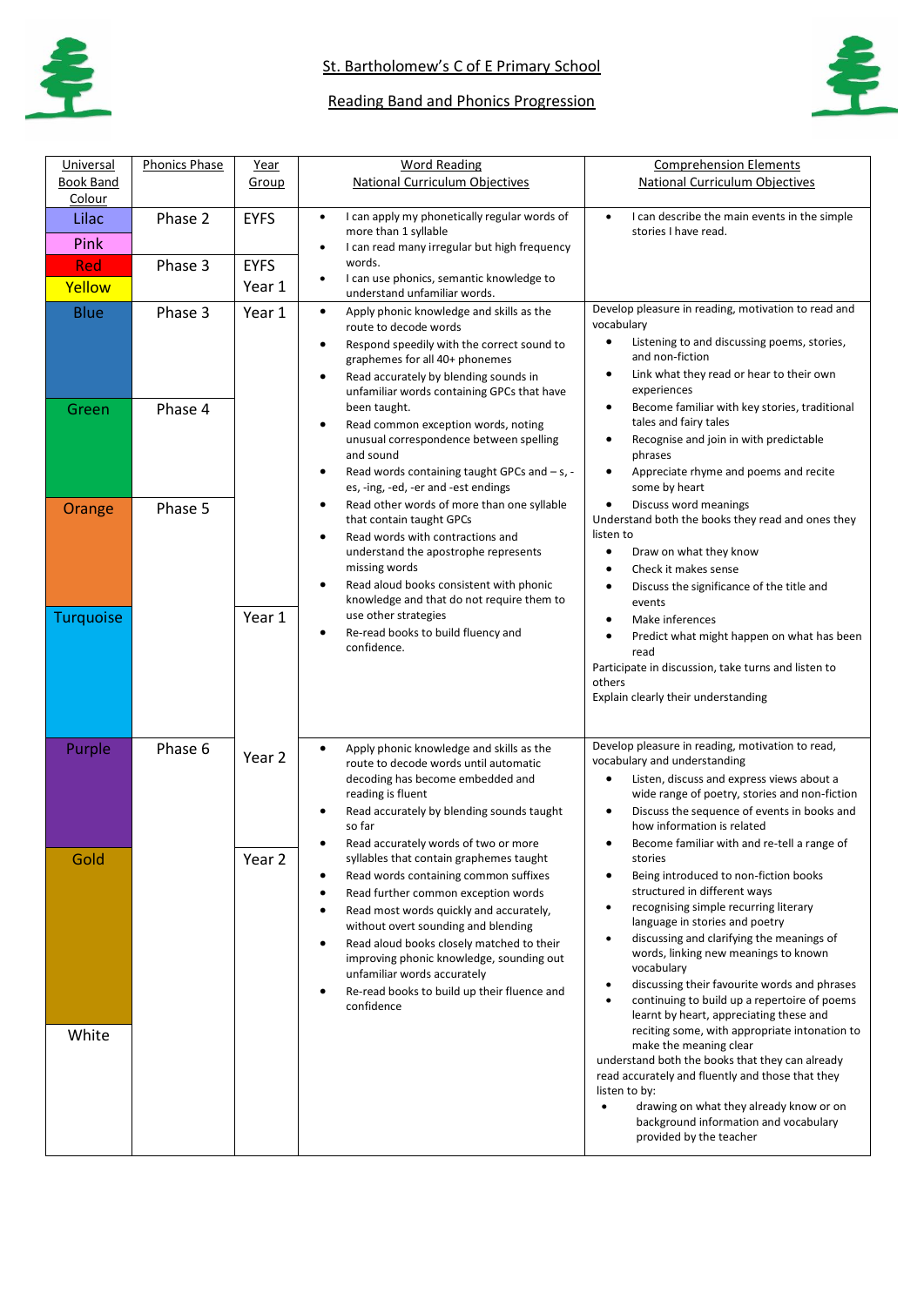St. Bartholomew's C of E Primary School

Reading Band and Phonics Progression

| Universal Book Band Colour | Phonics Phase | Year Group | Word Reading National Curriculum Objectives | Comprehension Elements National Curriculum Objectives |
|---|---|---|---|---|
| Lilac<br>Pink | Phase 2 | EYFS | • I can apply my phonetically regular words of more than 1 syllable<br>• I can read many irregular but high frequency words.<br>• I can use phonics, semantic knowledge to understand unfamiliar words. | • I can describe the main events in the simple stories I have read. |
| Red<br>Yellow | Phase 3 | EYFS<br>Year 1 | | |
| Blue | Phase 3 | Year 1 | • Apply phonic knowledge and skills as the route to decode words<br>• Respond speedily with the correct sound to graphemes for all 40+ phonemes<br>• Read accurately by blending sounds in unfamiliar words containing GPCs that have been taught.<br>• Read common exception words, noting unusual correspondence between spelling and sound<br>• Read words containing taught GPCs and – s, -es, -ing, -ed, -er and -est endings<br>• Read other words of more than one syllable that contain taught GPCs<br>• Read words with contractions and understand the apostrophe represents missing words<br>• Read aloud books consistent with phonic knowledge and that do not require them to use other strategies<br>• Re-read books to build fluency and confidence. | Develop pleasure in reading, motivation to read and vocabulary<br>• Listening to and discussing poems, stories, and non-fiction<br>• Link what they read or hear to their own experiences<br>• Become familiar with key stories, traditional tales and fairy tales<br>• Recognise and join in with predictable phrases<br>• Appreciate rhyme and poems and recite some by heart<br>• Discuss word meanings<br>Understand both the books they read and ones they listen to<br>• Draw on what they know<br>• Check it makes sense<br>• Discuss the significance of the title and events<br>• Make inferences<br>• Predict what might happen on what has been read<br>Participate in discussion, take turns and listen to others<br>Explain clearly their understanding |
| Green | Phase 4 | | | |
| Orange | Phase 5 | | | |
| Turquoise | | Year 1 | | |
| Purple | Phase 6 | Year 2 | • Apply phonic knowledge and skills as the route to decode words until automatic decoding has become embedded and reading is fluent<br>• Read accurately by blending sounds taught so far<br>• Read accurately words of two or more syllables that contain graphemes taught<br>• Read words containing common suffixes<br>• Read further common exception words<br>• Read most words quickly and accurately, without overt sounding and blending<br>• Read aloud books closely matched to their improving phonic knowledge, sounding out unfamiliar words accurately<br>• Re-read books to build up their fluence and confidence | Develop pleasure in reading, motivation to read, vocabulary and understanding<br>• Listen, discuss and express views about a wide range of poetry, stories and non-fiction<br>• Discuss the sequence of events in books and how information is related<br>• Become familiar with and re-tell a range of stories<br>• Being introduced to non-fiction books structured in different ways<br>• recognising simple recurring literary language in stories and poetry<br>• discussing and clarifying the meanings of words, linking new meanings to known vocabulary<br>• discussing their favourite words and phrases<br>• continuing to build up a repertoire of poems learnt by heart, appreciating these and reciting some, with appropriate intonation to make the meaning clear<br>understand both the books that they can already read accurately and fluently and those that they listen to by:<br>• drawing on what they already know or on background information and vocabulary provided by the teacher |
| Gold | | Year 2 | | |
| White | | | | |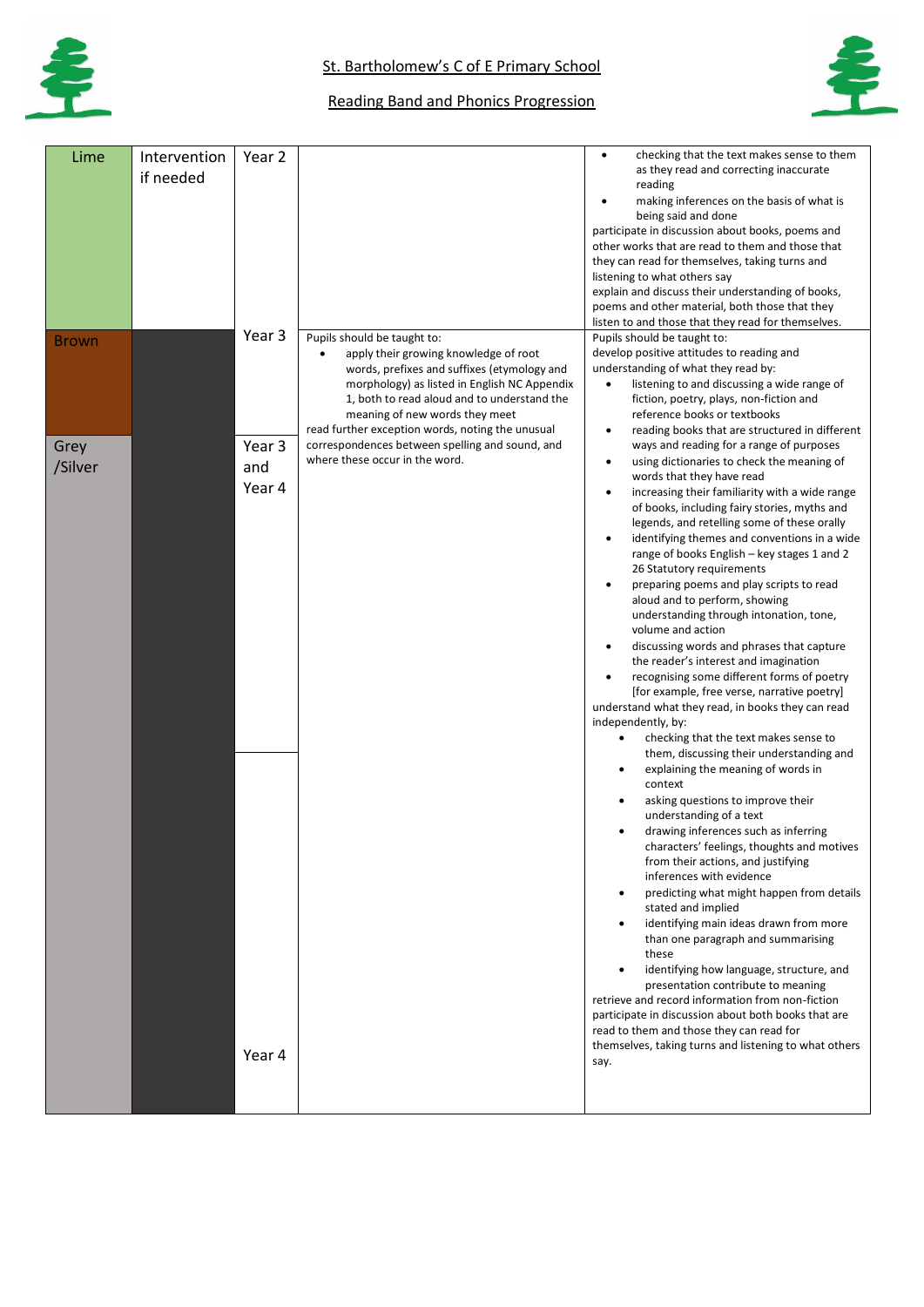St. Bartholomew's C of E Primary School

Reading Band and Phonics Progression

| | | | | |
|---|---|---|---|---|
| Lime | Intervention if needed | Year 2 | | • checking that the text makes sense to them as they read and correcting inaccurate reading<br>• making inferences on the basis of what is being said and done<br>participate in discussion about books, poems and other works that are read to them and those that they can read for themselves, taking turns and listening to what others say<br>explain and discuss their understanding of books, poems and other material, both those that they listen to and those that they read for themselves. |
| Brown | | Year 3 | Pupils should be taught to:<br>• apply their growing knowledge of root words, prefixes and suffixes (etymology and morphology) as listed in English NC Appendix 1, both to read aloud and to understand the meaning of new words they meet<br>read further exception words, noting the unusual correspondences between spelling and sound, and where these occur in the word. | Pupils should be taught to:<br>develop positive attitudes to reading and understanding of what they read by:<br>• listening to and discussing a wide range of fiction, poetry, plays, non-fiction and reference books or textbooks<br>• reading books that are structured in different ways and reading for a range of purposes<br>• using dictionaries to check the meaning of words that they have read<br>• increasing their familiarity with a wide range of books, including fairy stories, myths and legends, and retelling some of these orally<br>• identifying themes and conventions in a wide range of books English – key stages 1 and 2 26 Statutory requirements<br>• preparing poems and play scripts to read aloud and to perform, showing understanding through intonation, tone, volume and action<br>• discussing words and phrases that capture the reader's interest and imagination<br>• recognising some different forms of poetry [for example, free verse, narrative poetry]<br>understand what they read, in books they can read independently, by:<br>• checking that the text makes sense to them, discussing their understanding and<br>• explaining the meaning of words in context<br>• asking questions to improve their understanding of a text<br>• drawing inferences such as inferring characters' feelings, thoughts and motives from their actions, and justifying inferences with evidence<br>• predicting what might happen from details stated and implied<br>• identifying main ideas drawn from more than one paragraph and summarising these<br>• identifying how language, structure, and presentation contribute to meaning<br>retrieve and record information from non-fiction<br>participate in discussion about both books that are read to them and those they can read for themselves, taking turns and listening to what others say. |
| Grey /Silver | | Year 3 and Year 4 | | |
| | | Year 4 | | |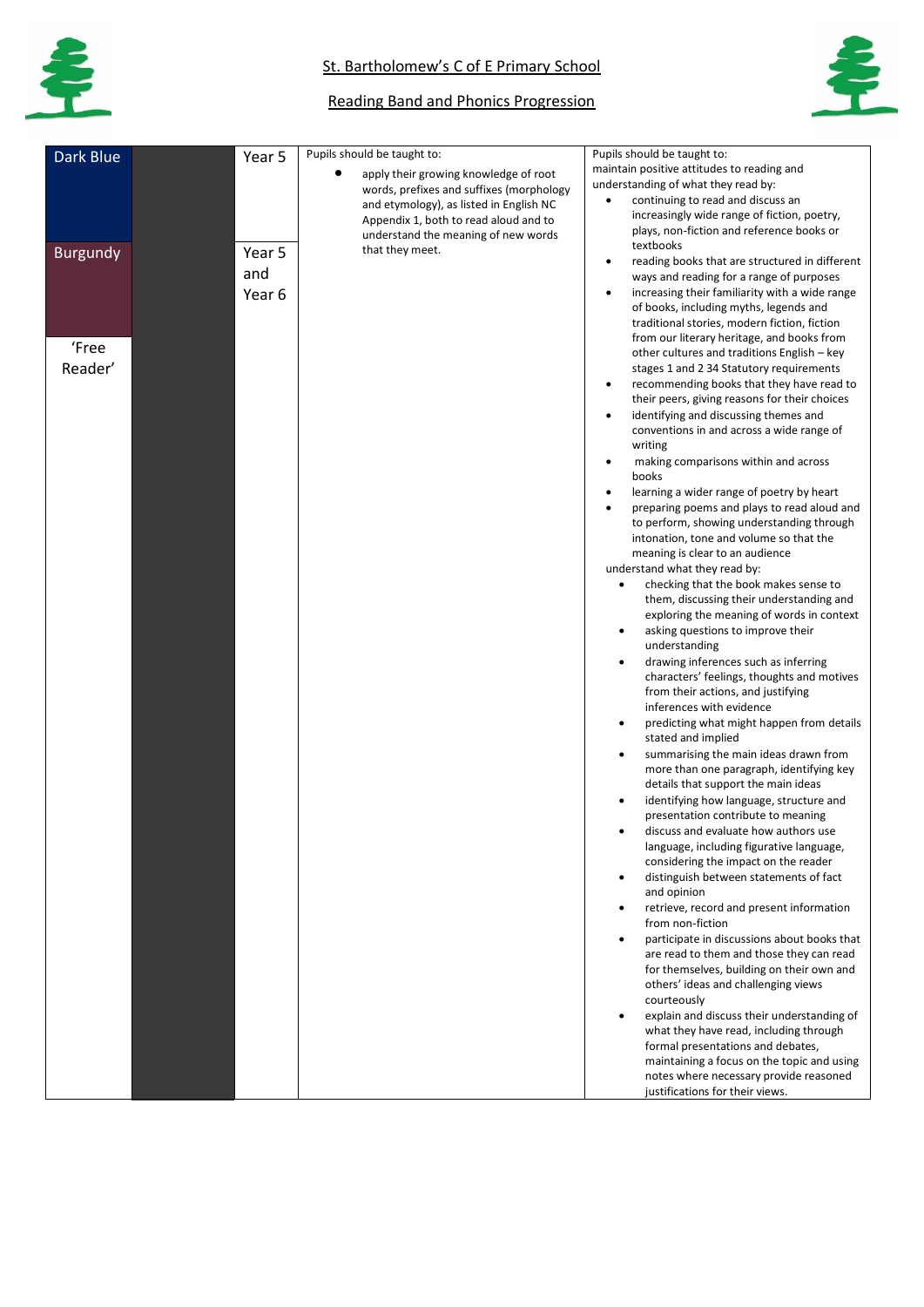## St. Bartholomew's C of E Primary School

## Reading Band and Phonics Progression

| | | | | |
|---|---|---|---|---|
| Dark Blue | | Year 5 | Pupils should be taught to:<br>• apply their growing knowledge of root words, prefixes and suffixes (morphology and etymology), as listed in English NC Appendix 1, both to read aloud and to understand the meaning of new words that they meet. | Pupils should be taught to:<br>maintain positive attitudes to reading and understanding of what they read by:<br>• continuing to read and discuss an increasingly wide range of fiction, poetry, plays, non-fiction and reference books or textbooks<br>• reading books that are structured in different ways and reading for a range of purposes<br>• increasing their familiarity with a wide range of books, including myths, legends and traditional stories, modern fiction, fiction from our literary heritage, and books from other cultures and traditions English – key stages 1 and 2 34 Statutory requirements<br>• recommending books that they have read to their peers, giving reasons for their choices<br>• identifying and discussing themes and conventions in and across a wide range of writing<br>• making comparisons within and across books<br>• learning a wider range of poetry by heart<br>• preparing poems and plays to read aloud and to perform, showing understanding through intonation, tone and volume so that the meaning is clear to an audience<br>understand what they read by:<br>• checking that the book makes sense to them, discussing their understanding and exploring the meaning of words in context<br>• asking questions to improve their understanding<br>• drawing inferences such as inferring characters' feelings, thoughts and motives from their actions, and justifying inferences with evidence<br>• predicting what might happen from details stated and implied<br>• summarising the main ideas drawn from more than one paragraph, identifying key details that support the main ideas<br>• identifying how language, structure and presentation contribute to meaning<br>• discuss and evaluate how authors use language, including figurative language, considering the impact on the reader<br>• distinguish between statements of fact and opinion<br>• retrieve, record and present information from non-fiction<br>• participate in discussions about books that are read to them and those they can read for themselves, building on their own and others' ideas and challenging views courteously<br>• explain and discuss their understanding of what they have read, including through formal presentations and debates, maintaining a focus on the topic and using notes where necessary provide reasoned justifications for their views. |
| Burgundy | | Year 5 and Year 6 | | |
| 'Free Reader' | | | | |